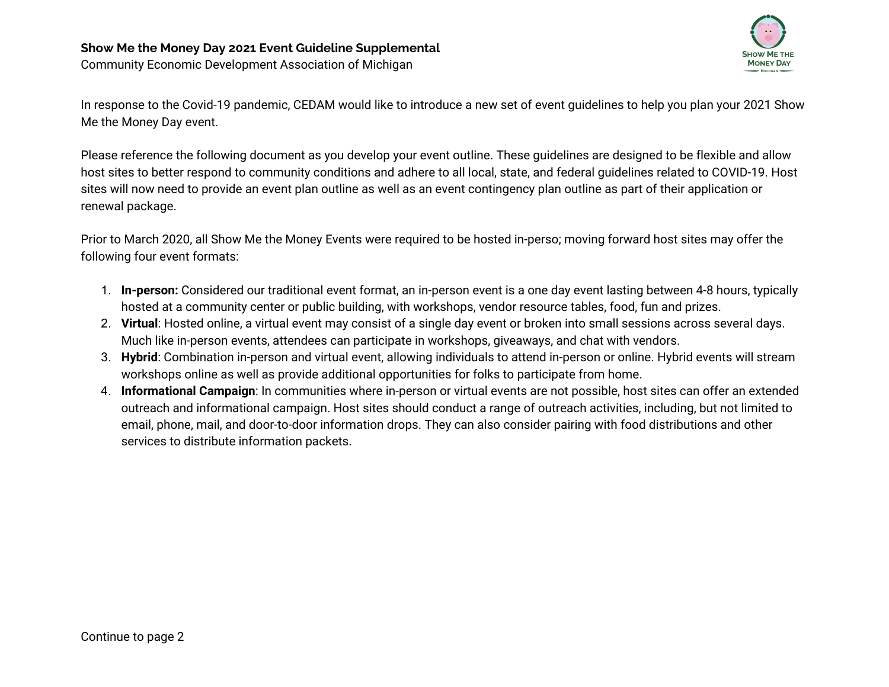**Show Me the Money Day 2021 Event Guideline Supplemental**
Community Economic Development Association of Michigan

In response to the Covid-19 pandemic, CEDAM would like to introduce a new set of event guidelines to help you plan your 2021 Show Me the Money Day event.

Please reference the following document as you develop your event outline. These guidelines are designed to be flexible and allow host sites to better respond to community conditions and adhere to all local, state, and federal guidelines related to COVID-19. Host sites will now need to provide an event plan outline as well as an event contingency plan outline as part of their application or renewal package.

Prior to March 2020, all Show Me the Money Events were required to be hosted in-perso; moving forward host sites may offer the following four event formats:

1. **In-person:** Considered our traditional event format, an in-person event is a one day event lasting between 4-8 hours, typically hosted at a community center or public building, with workshops, vendor resource tables, food, fun and prizes.
2. **Virtual**: Hosted online, a virtual event may consist of a single day event or broken into small sessions across several days. Much like in-person events, attendees can participate in workshops, giveaways, and chat with vendors.
3. **Hybrid**: Combination in-person and virtual event, allowing individuals to attend in-person or online. Hybrid events will stream workshops online as well as provide additional opportunities for folks to participate from home.
4. **Informational Campaign**: In communities where in-person or virtual events are not possible, host sites can offer an extended outreach and informational campaign. Host sites should conduct a range of outreach activities, including, but not limited to email, phone, mail, and door-to-door information drops. They can also consider pairing with food distributions and other services to distribute information packets.

Continue to page 2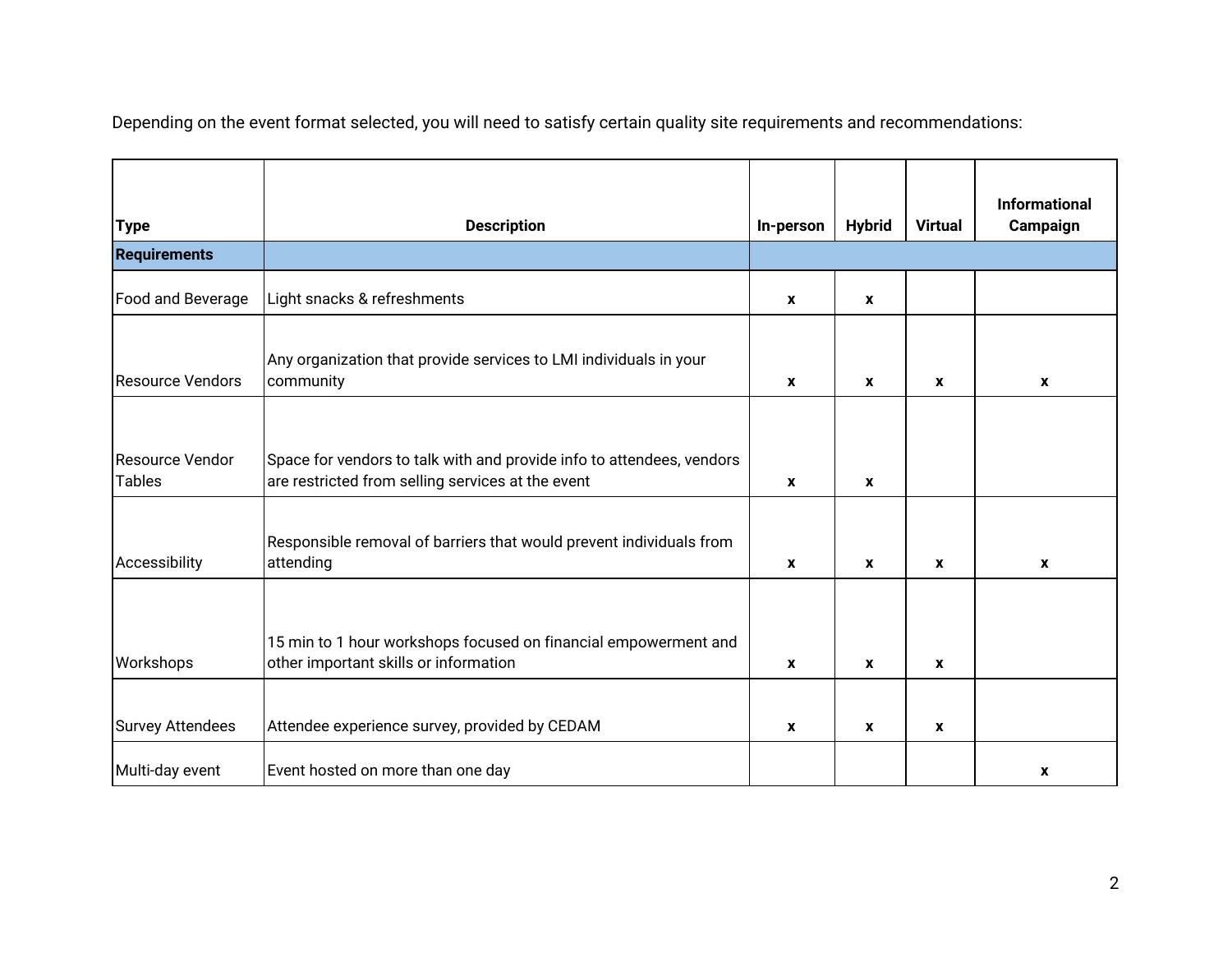Depending on the event format selected, you will need to satisfy certain quality site requirements and recommendations:

| Type | Description | In-person | Hybrid | Virtual | Informational Campaign |
|---|---|---|---|---|---|
| **Requirements** | | | | | |
| Food and Beverage | Light snacks & refreshments | x | x | | |
| Resource Vendors | Any organization that provide services to LMI individuals in your community | x | x | x | x |
| Resource Vendor Tables | Space for vendors to talk with and provide info to attendees, vendors are restricted from selling services at the event | x | x | | |
| Accessibility | Responsible removal of barriers that would prevent individuals from attending | x | x | x | x |
| Workshops | 15 min to 1 hour workshops focused on financial empowerment and other important skills or information | x | x | x | |
| Survey Attendees | Attendee experience survey, provided by CEDAM | x | x | x | |
| Multi-day event | Event hosted on more than one day | | | | x |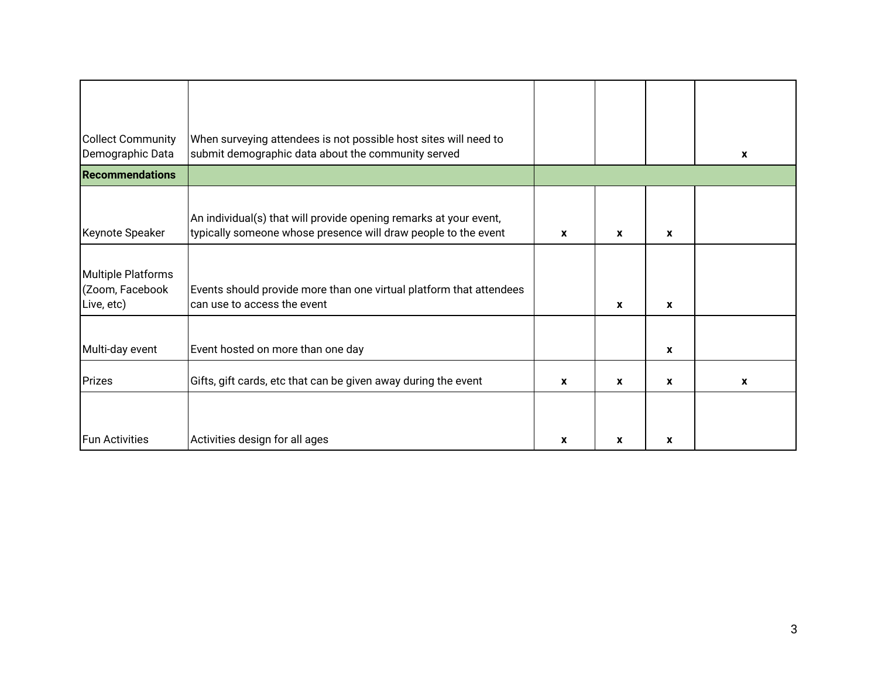| | | | | | |
|---|---|---|---|---|---|
| Collect Community Demographic Data | When surveying attendees is not possible host sites will need to submit demographic data about the community served | | | | **x** |
| **Recommendations** | | | | | |
| Keynote Speaker | An individual(s) that will provide opening remarks at your event, typically someone whose presence will draw people to the event | **x** | **x** | **x** | |
| Multiple Platforms (Zoom, Facebook Live, etc) | Events should provide more than one virtual platform that attendees can use to access the event | | **x** | **x** | |
| Multi-day event | Event hosted on more than one day | | | **x** | |
| Prizes | Gifts, gift cards, etc that can be given away during the event | **x** | **x** | **x** | **x** |
| Fun Activities | Activities design for all ages | **x** | **x** | **x** | |